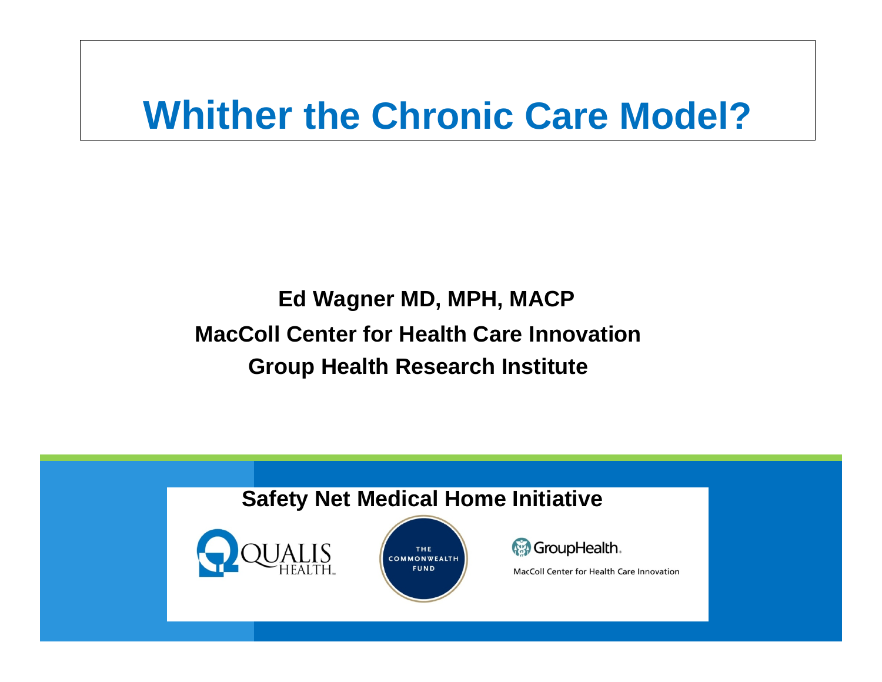# Whither the Chronic Care Model?

**Ed Wagner MD, MPH, MACP**

**MacColl Center for Health Care Innovation**

**Group Health Research Institute**

**Safety Net Medical Home Initiative**

QUALIS HEALTH

THE COMMONWEALTH FUND

GroupHealth.

MacColl Center for Health Care Innovation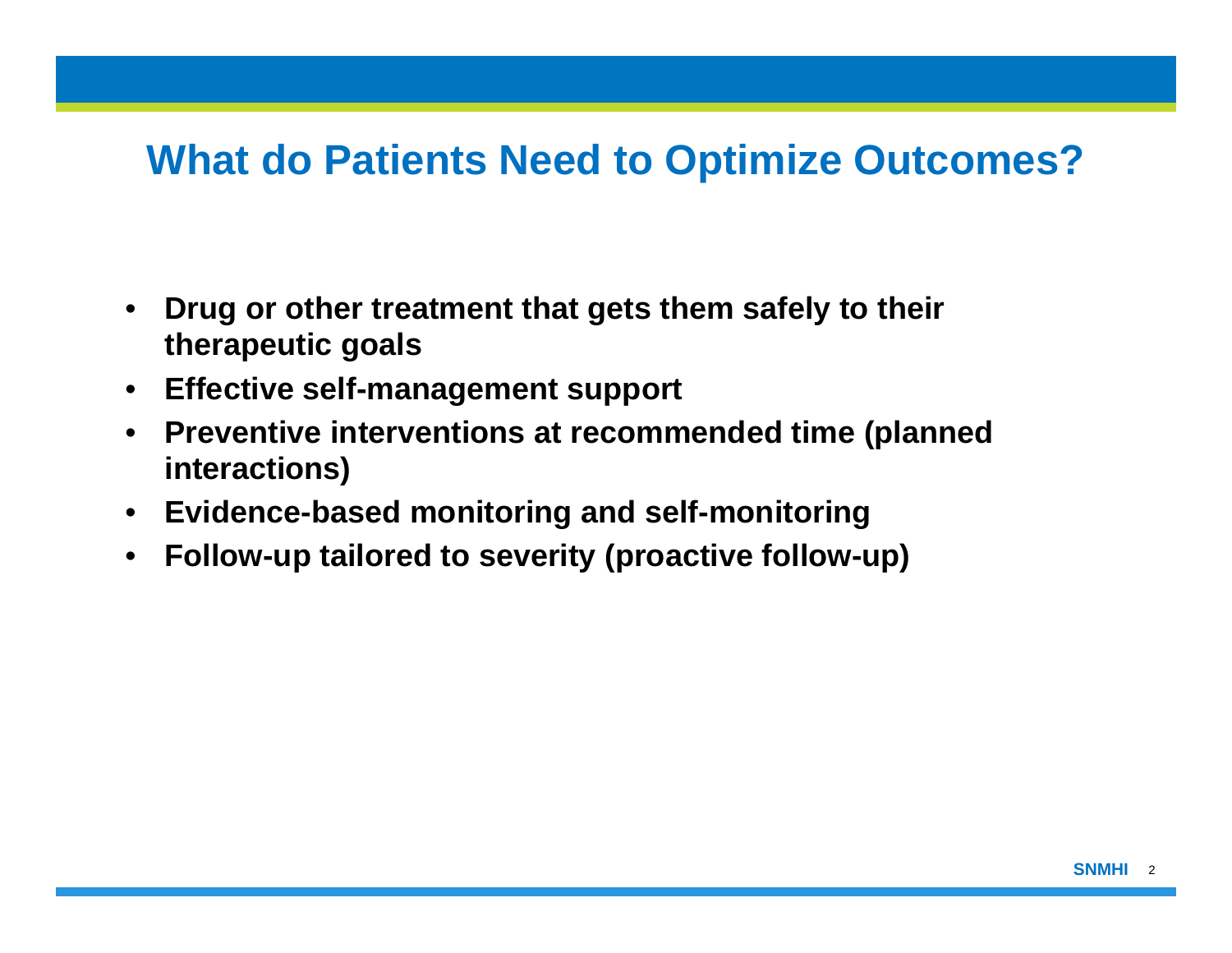# What do Patients Need to Optimize Outcomes?

- **Drug or other treatment that gets them safely to their therapeutic goals**
- **Effective self-management support**
- **Preventive interventions at recommended time (planned interactions)**
- **Evidence-based monitoring and self-monitoring**
- **Follow-up tailored to severity (proactive follow-up)**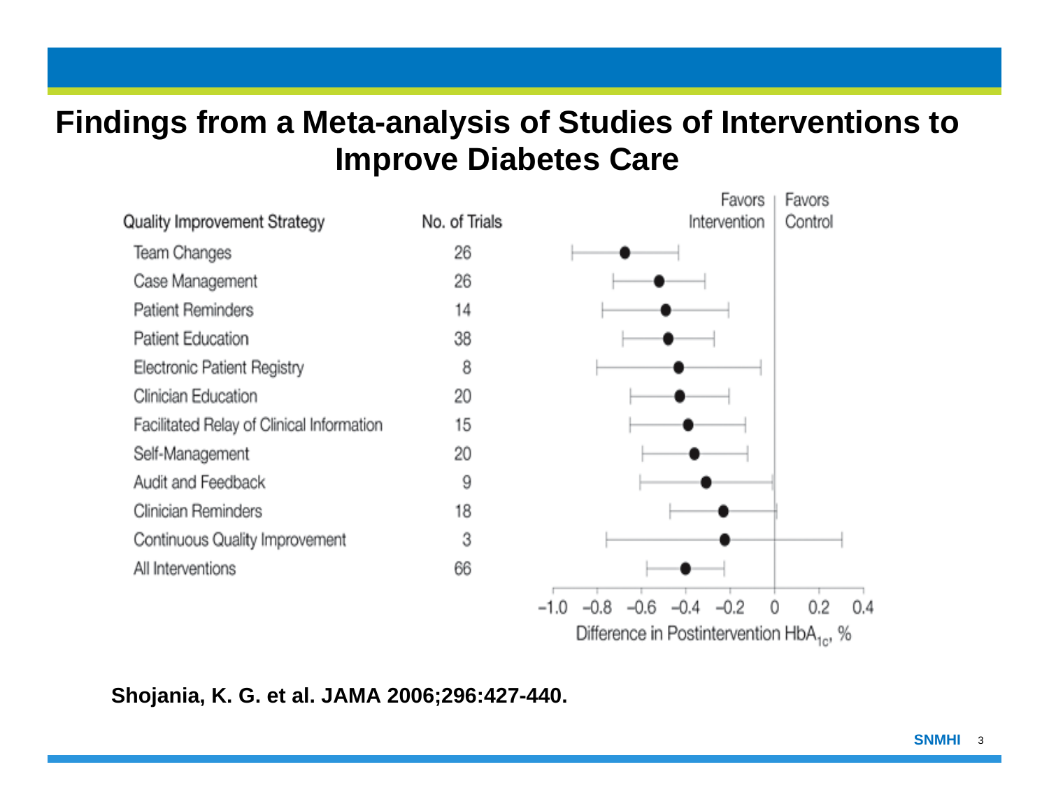# Findings from a Meta-analysis of Studies of Interventions to Improve Diabetes Care

| Quality Improvement Strategy | No. of Trials |
| --- | --- |
| Team Changes | 26 |
| Case Management | 26 |
| Patient Reminders | 14 |
| Patient Education | 38 |
| Electronic Patient Registry | 8 |
| Clinician Education | 20 |
| Facilitated Relay of Clinical Information | 15 |
| Self-Management | 20 |
| Audit and Feedback | 9 |
| Clinician Reminders | 18 |
| Continuous Quality Improvement | 3 |
| All Interventions | 66 |

Favors Intervention | Favors Control

−1.0 −0.8 −0.6 −0.4 −0.2 0 0.2 0.4

Difference in Postintervention $HbA_{1c}$, %

**Shojania, K. G. et al. JAMA 2006;296:427-440.**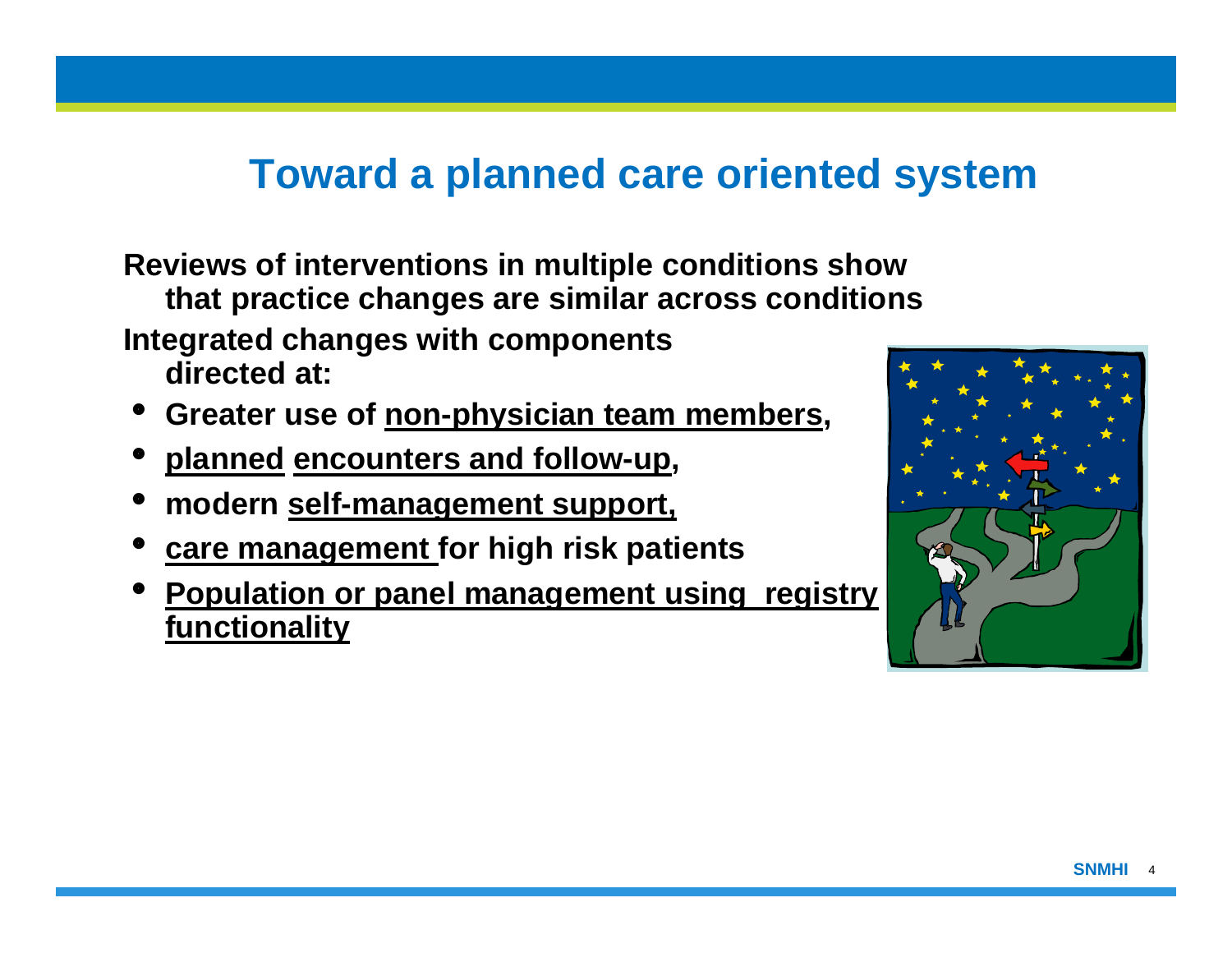# Toward a planned care oriented system

**Reviews of interventions in multiple conditions show that practice changes are similar across conditions**

**Integrated changes with components directed at:**

- **Greater use of <u>non-physician team members</u>,**
- **<u>planned</u> <u>encounters and follow-up</u>,**
- **modern <u>self-management support,</u>**
- **<u>care management</u> for high risk patients**
- **<u>Population or panel management using registry functionality</u>**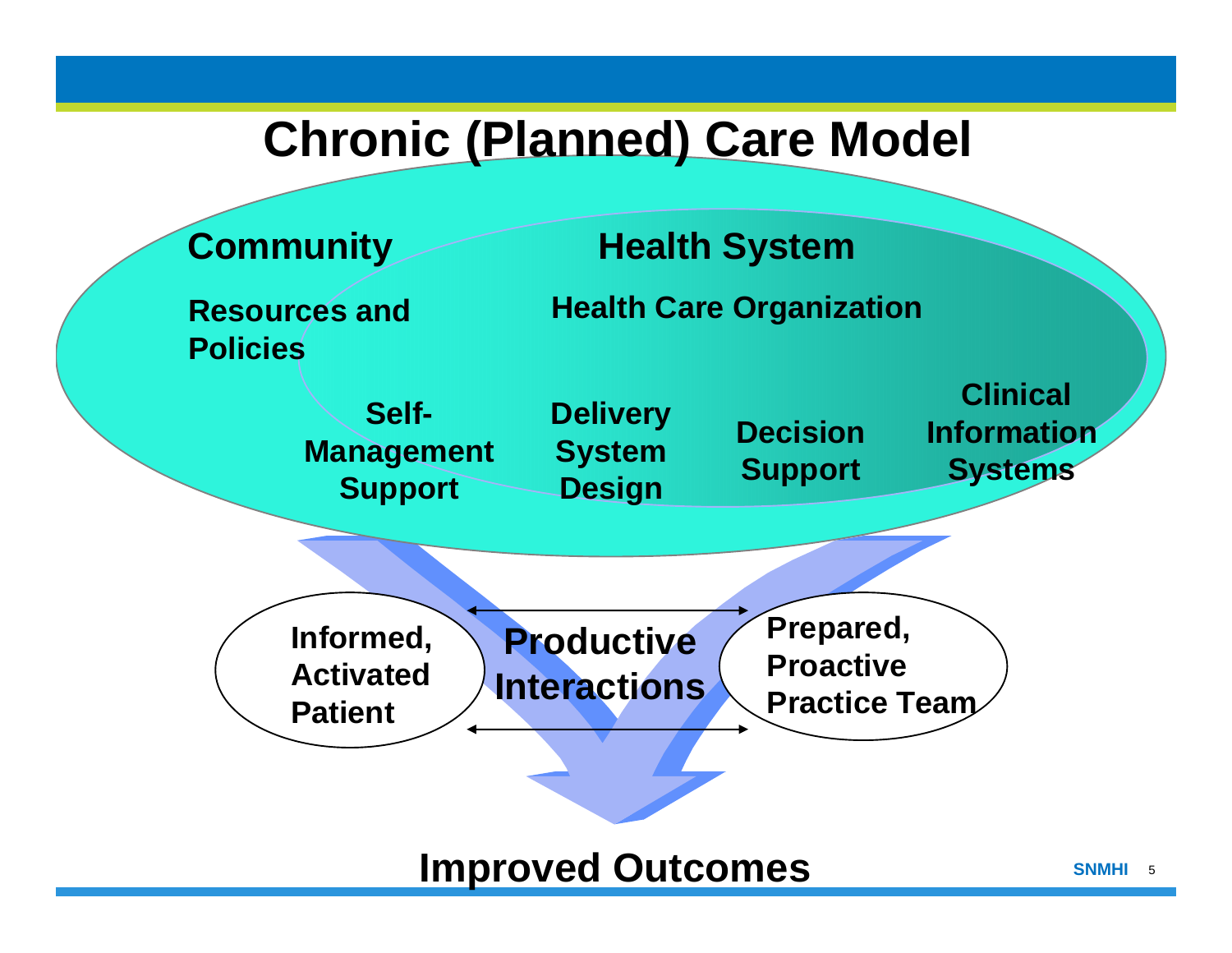# Chronic (Planned) Care Model

**Community**

**Resources and Policies**

**Health System**

**Health Care Organization**

**Self-Management Support**

**Delivery System Design**

**Decision Support**

**Clinical Information Systems**

**Informed, Activated Patient**

**Productive Interactions**

**Prepared, Proactive Practice Team**

**Improved Outcomes**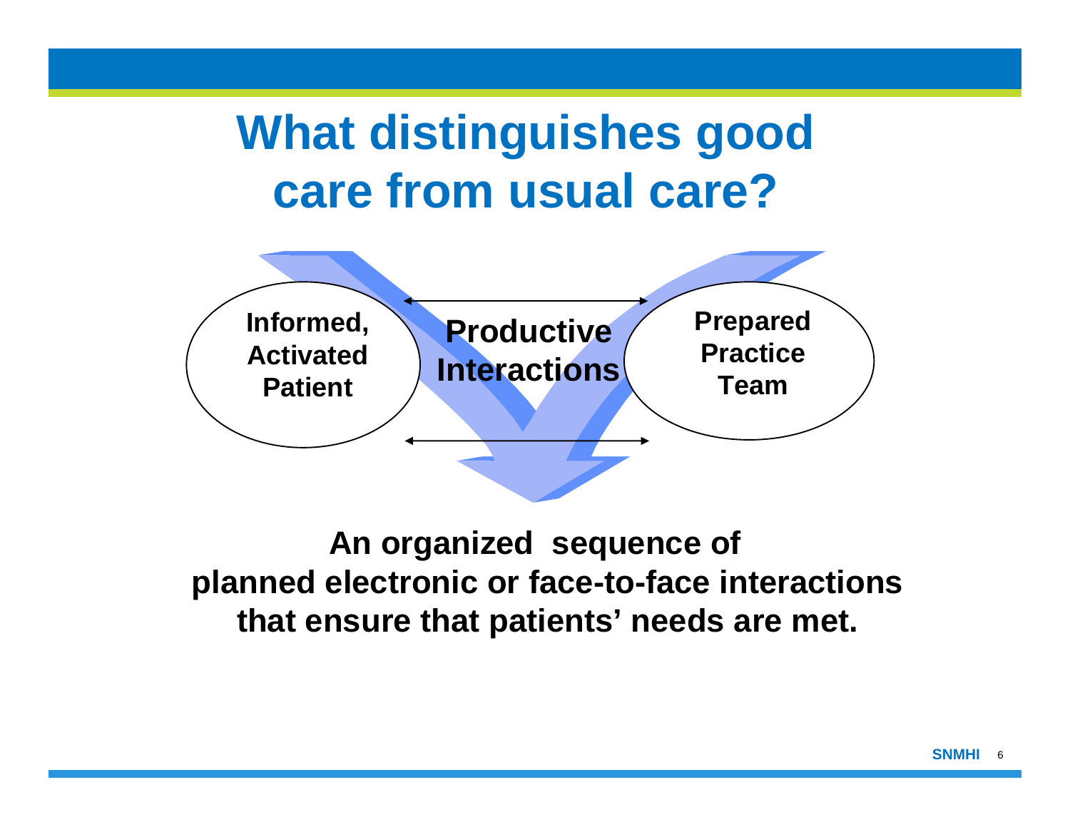# What distinguishes good care from usual care?

Informed, Activated Patient

Productive Interactions

Prepared Practice Team

**An organized sequence of planned electronic or face-to-face interactions that ensure that patients' needs are met.**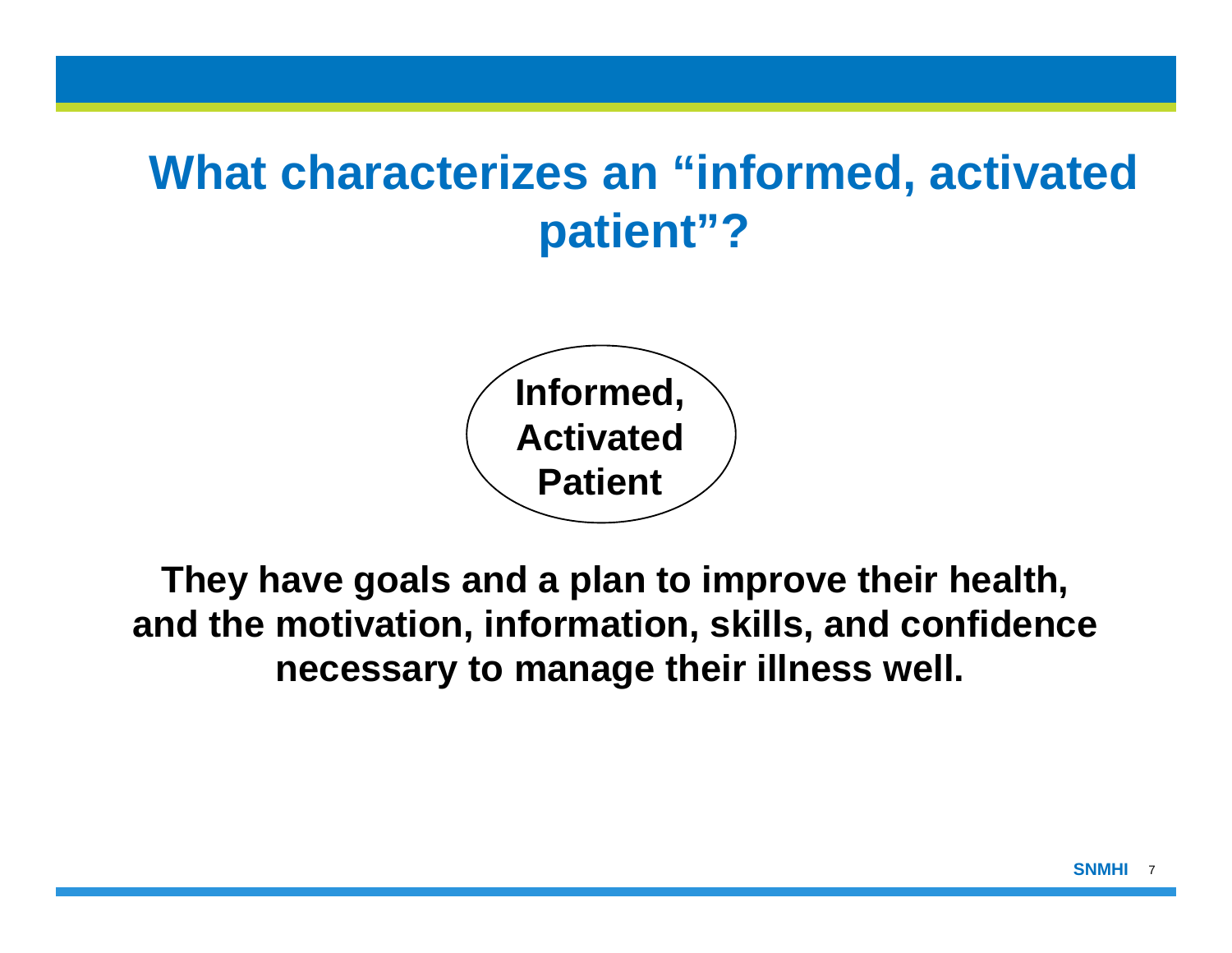# What characterizes an "informed, activated patient"?

**Informed, Activated Patient**

**They have goals and a plan to improve their health, and the motivation, information, skills, and confidence necessary to manage their illness well.**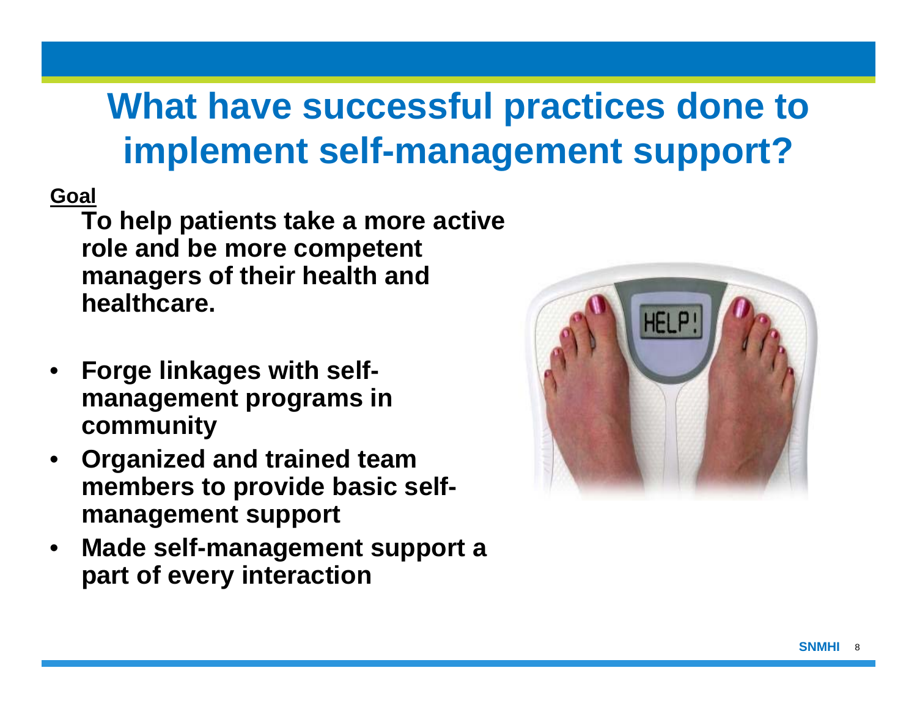# What have successful practices done to implement self-management support?

**Goal**

**To help patients take a more active role and be more competent managers of their health and healthcare.**

- **Forge linkages with self-management programs in community**
- **Organized and trained team members to provide basic self-management support**
- **Made self-management support a part of every interaction**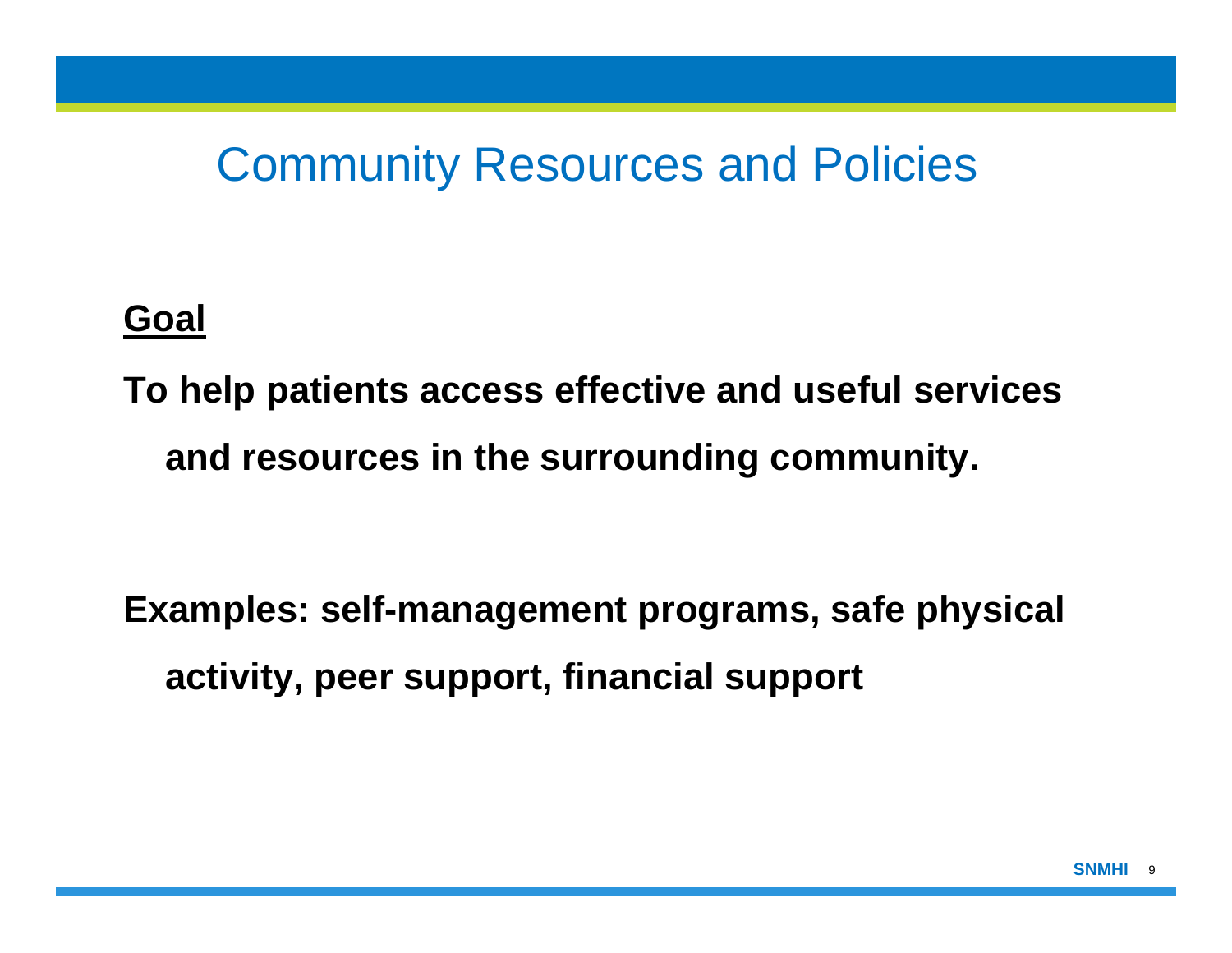# Community Resources and Policies

**<u>Goal</u>**

**To help patients access effective and useful services and resources in the surrounding community.**

**Examples: self-management programs, safe physical activity, peer support, financial support**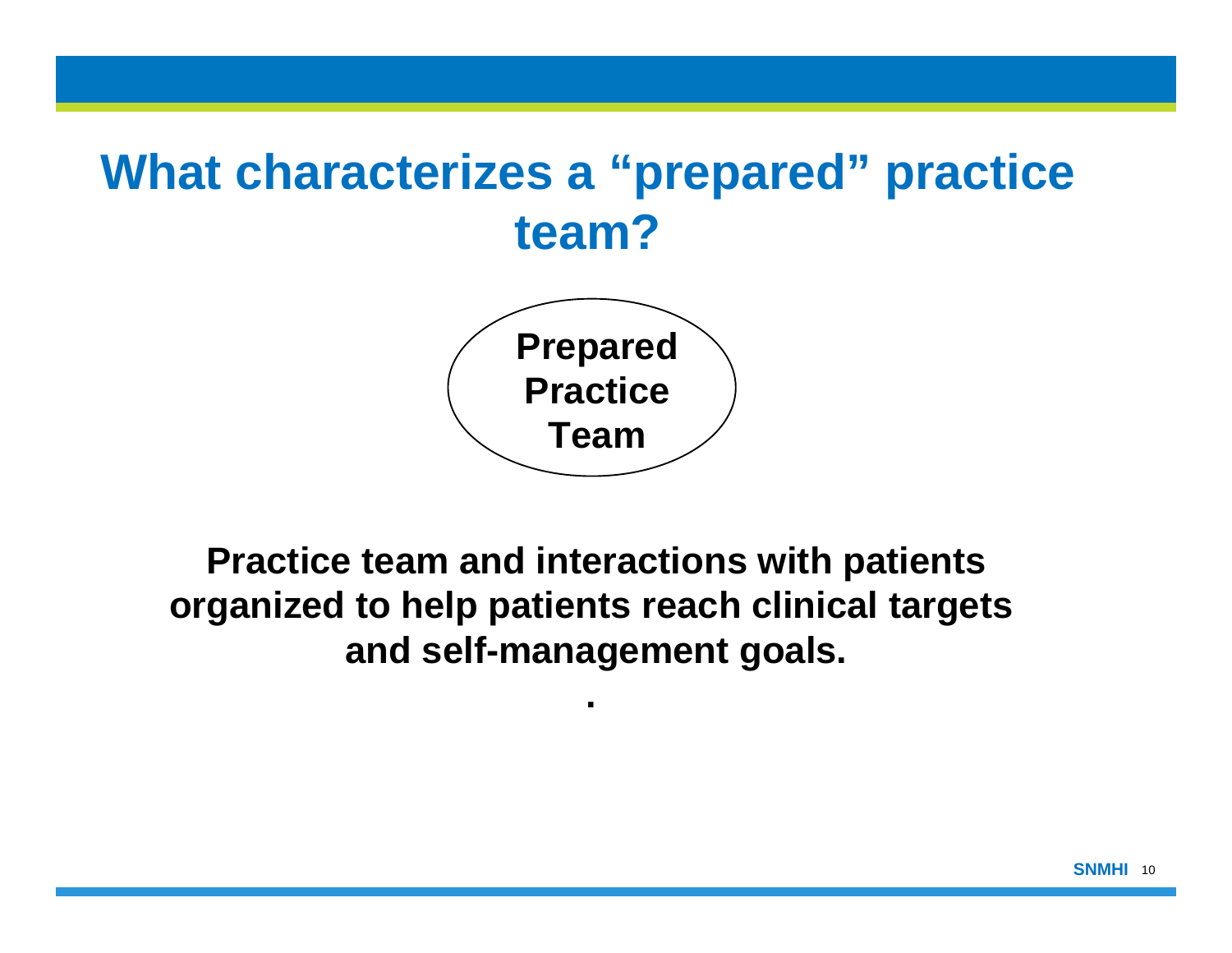# What characterizes a "prepared" practice team?

**Prepared Practice Team**

**Practice team and interactions with patients organized to help patients reach clinical targets and self-management goals.**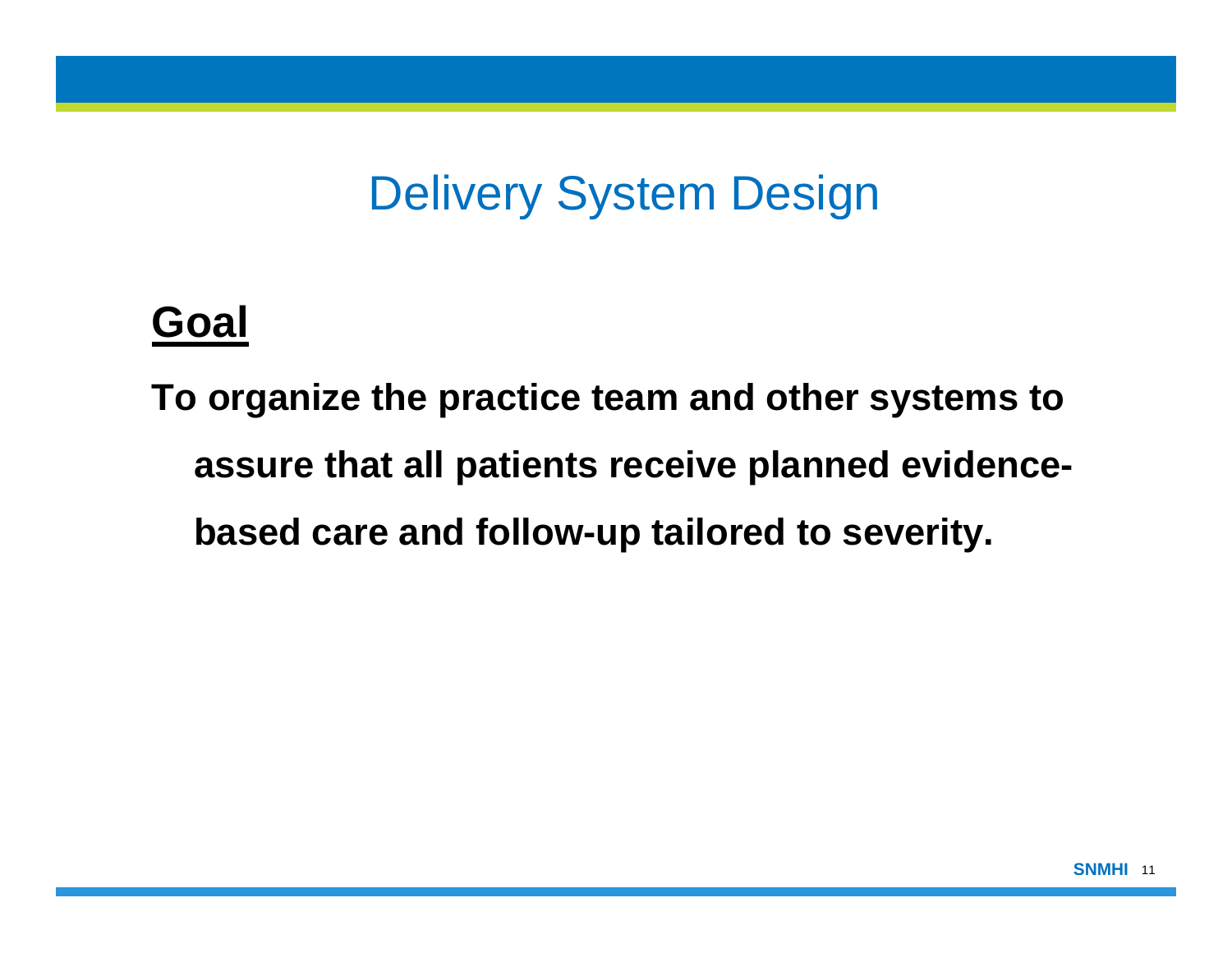# Delivery System Design

## Goal

**To organize the practice team and other systems to assure that all patients receive planned evidence-based care and follow-up tailored to severity.**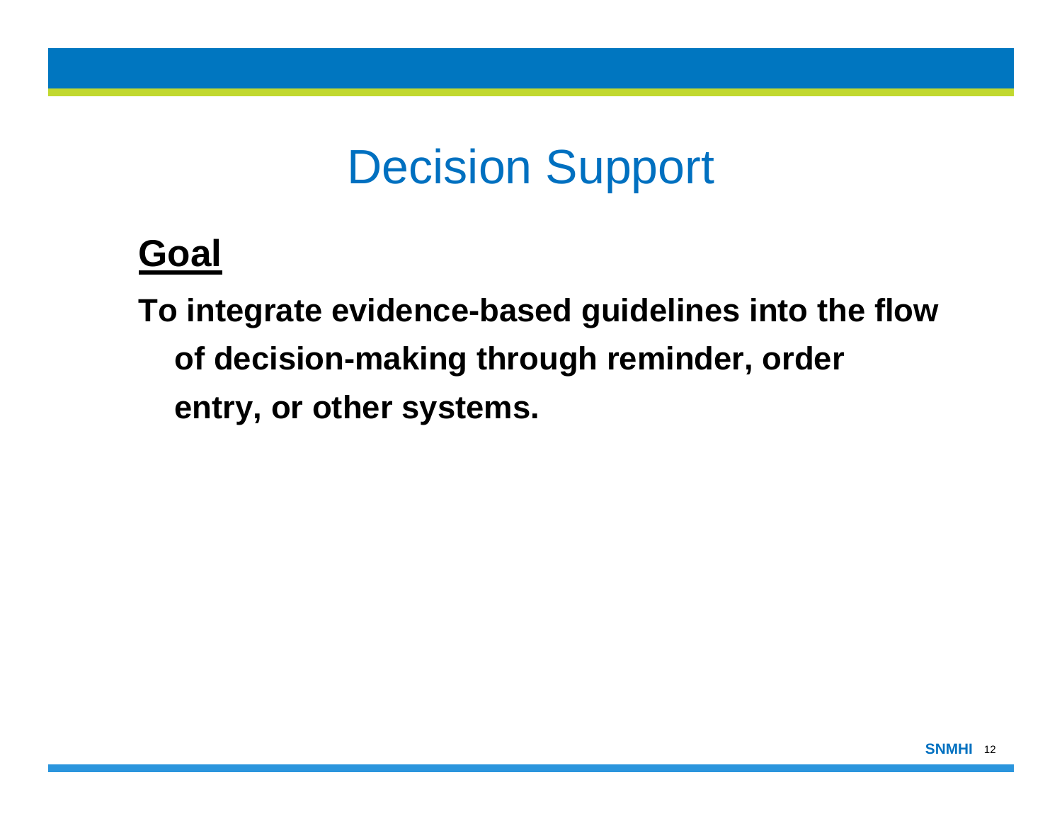# Decision Support

## **Goal**

**To integrate evidence-based guidelines into the flow of decision-making through reminder, order entry, or other systems.**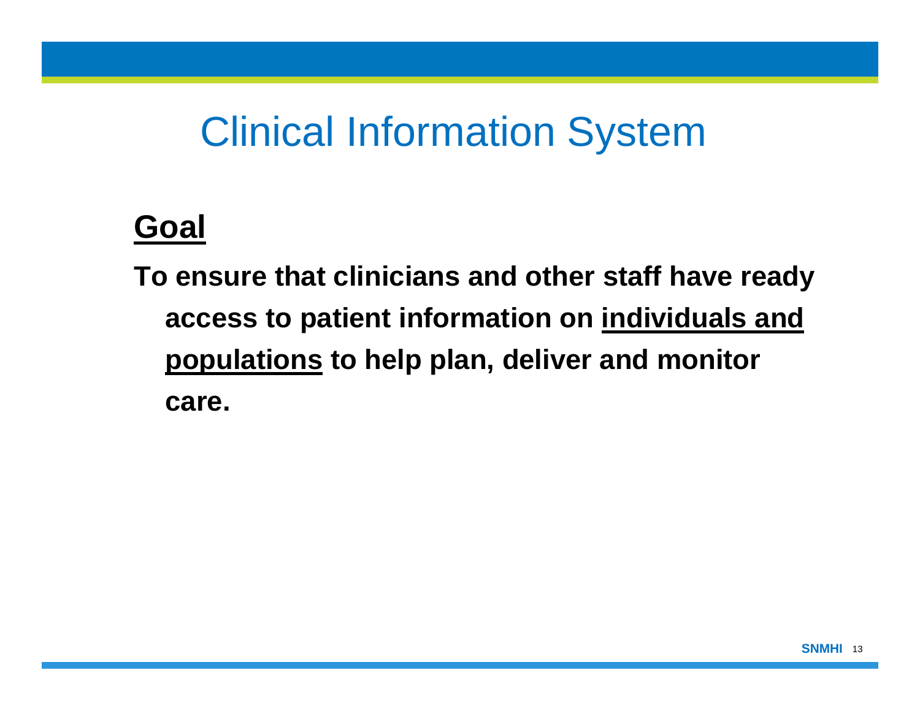# Clinical Information System

**<u>Goal</u>**

**To ensure that clinicians and other staff have ready access to patient information on <u>individuals and populations</u> to help plan, deliver and monitor care.**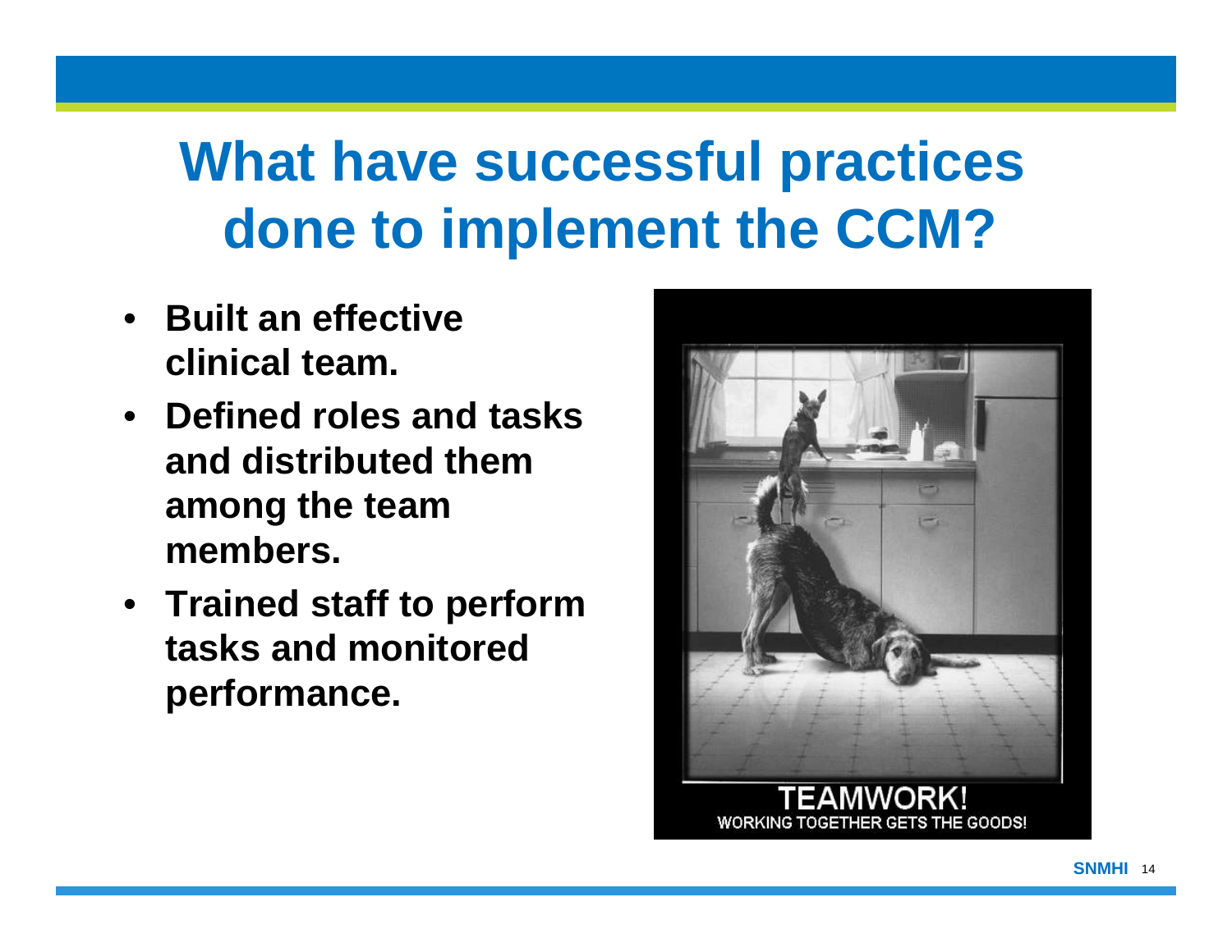# What have successful practices done to implement the CCM?

- **Built an effective clinical team.**
- **Defined roles and tasks and distributed them among the team members.**
- **Trained staff to perform tasks and monitored performance.**

TEAMWORK!
WORKING TOGETHER GETS THE GOODS!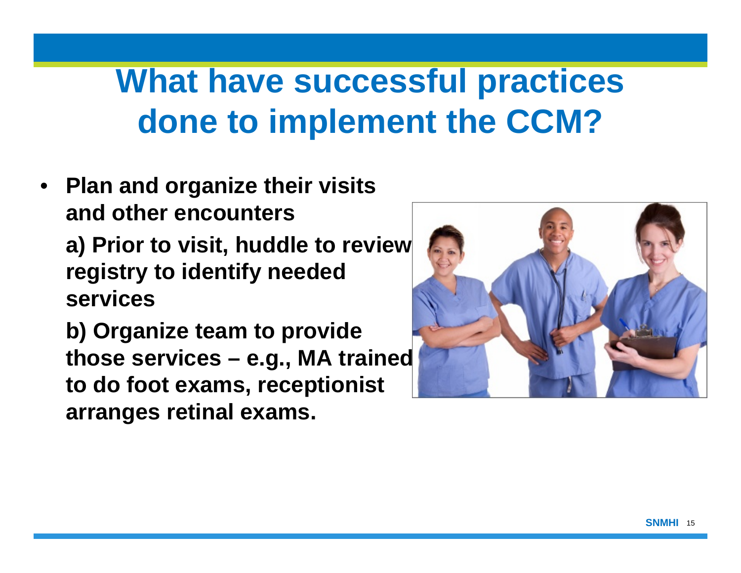# What have successful practices done to implement the CCM?

- **Plan and organize their visits and other encounters**

  **a) Prior to visit, huddle to review registry to identify needed services**

  **b) Organize team to provide those services – e.g., MA trained to do foot exams, receptionist arranges retinal exams.**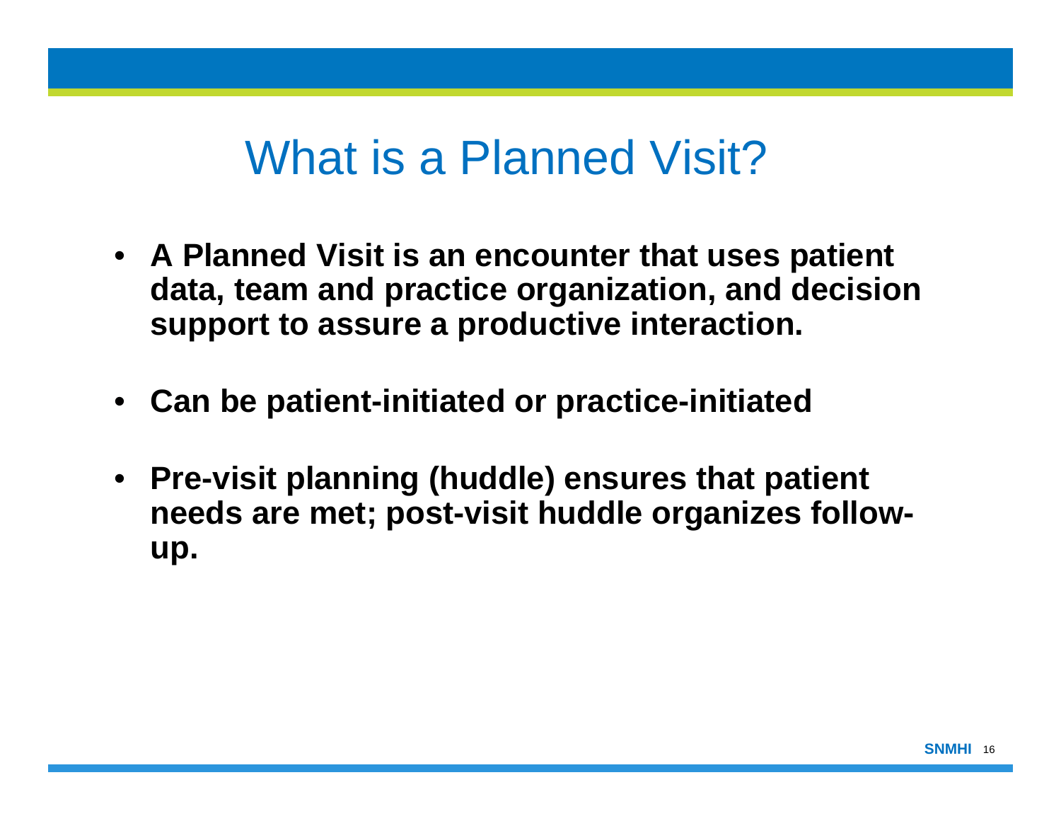# What is a Planned Visit?

- **A Planned Visit is an encounter that uses patient data, team and practice organization, and decision support to assure a productive interaction.**
- **Can be patient-initiated or practice-initiated**
- **Pre-visit planning (huddle) ensures that patient needs are met; post-visit huddle organizes follow-up.**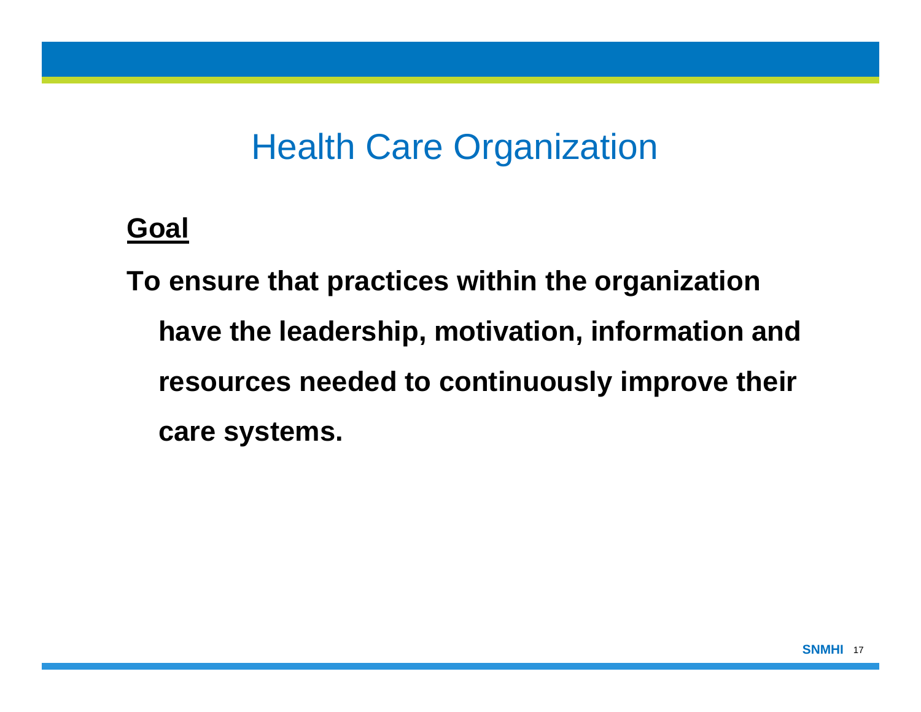# Health Care Organization

**<u>Goal</u>**

**To ensure that practices within the organization have the leadership, motivation, information and resources needed to continuously improve their care systems.**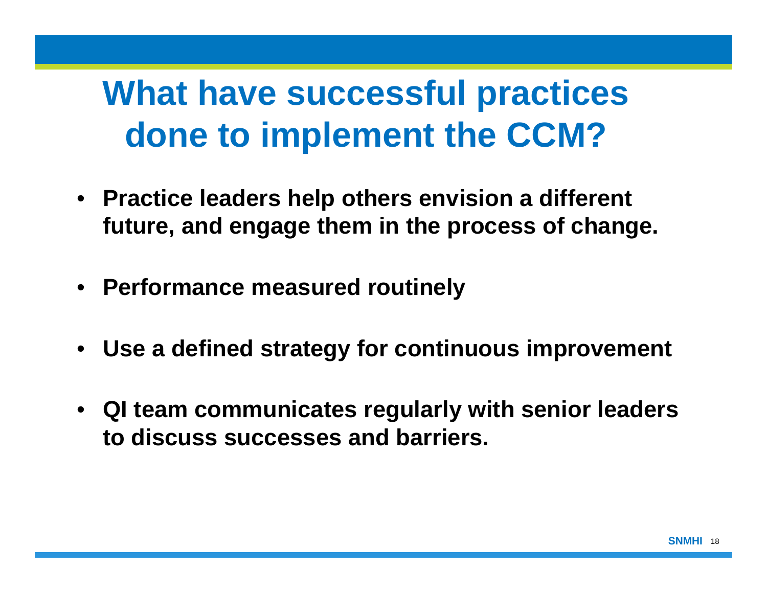# What have successful practices done to implement the CCM?

- **Practice leaders help others envision a different future, and engage them in the process of change.**
- **Performance measured routinely**
- **Use a defined strategy for continuous improvement**
- **QI team communicates regularly with senior leaders to discuss successes and barriers.**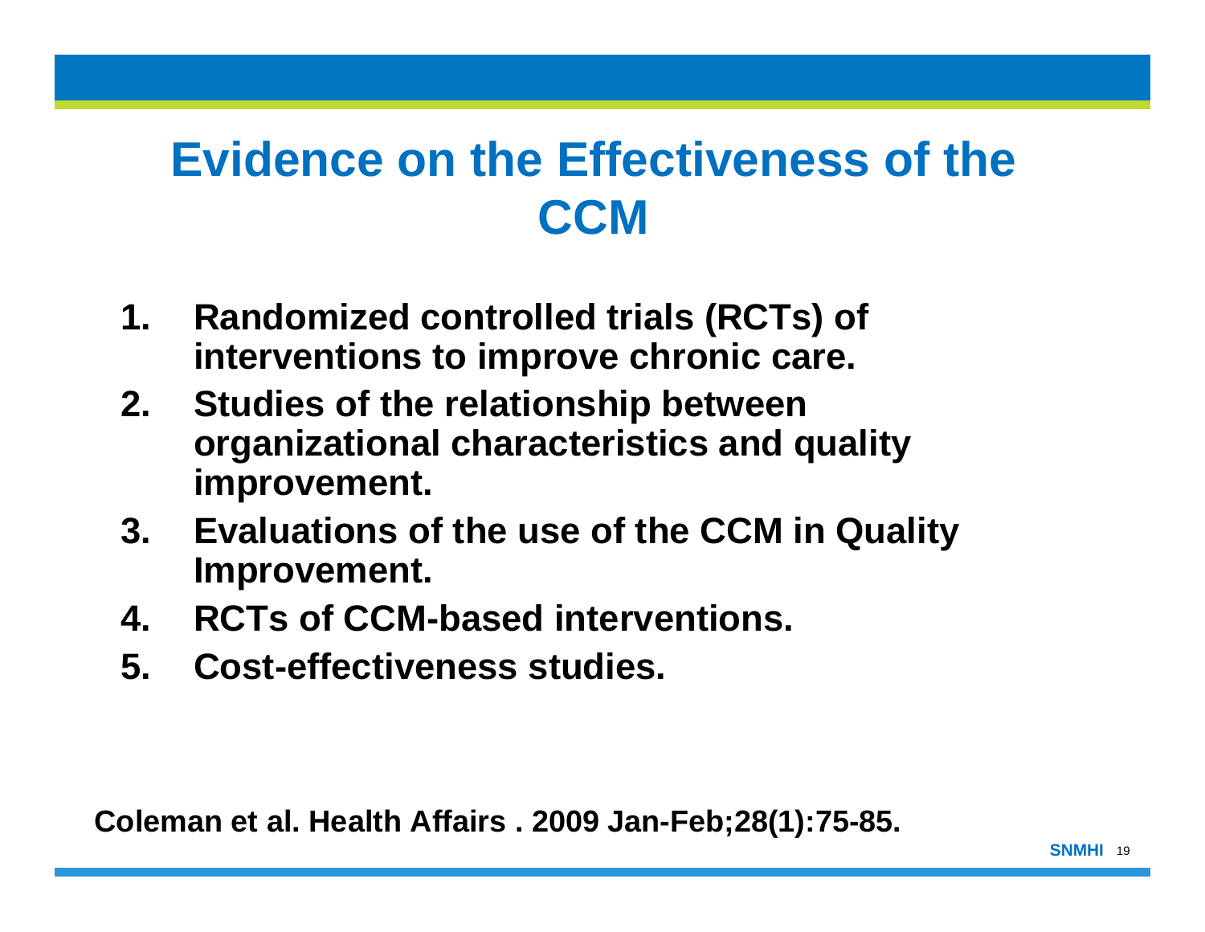# Evidence on the Effectiveness of the CCM

1. **Randomized controlled trials (RCTs) of interventions to improve chronic care.**
2. **Studies of the relationship between organizational characteristics and quality improvement.**
3. **Evaluations of the use of the CCM in Quality Improvement.**
4. **RCTs of CCM-based interventions.**
5. **Cost-effectiveness studies.**

**Coleman et al. Health Affairs . 2009 Jan-Feb;28(1):75-85.**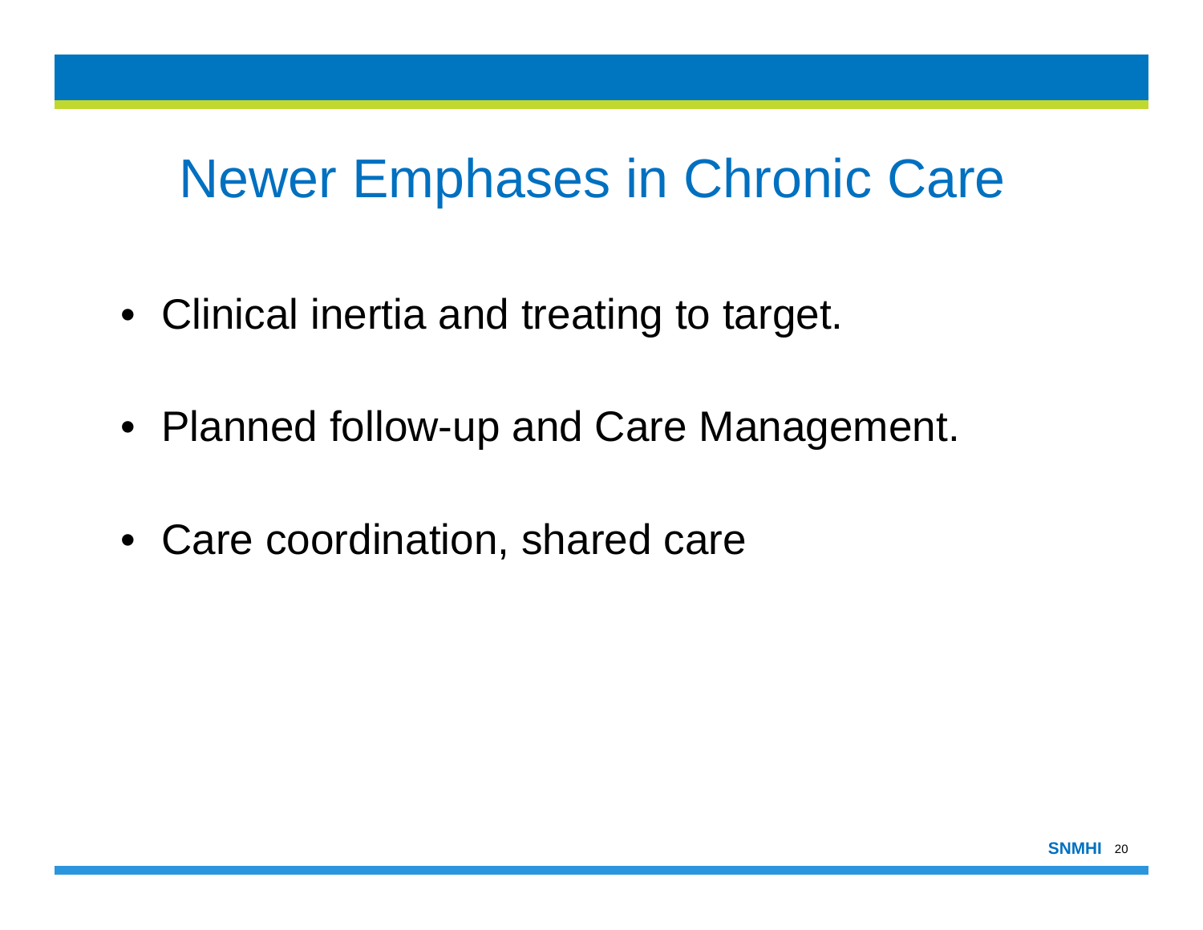# Newer Emphases in Chronic Care

- Clinical inertia and treating to target.
- Planned follow-up and Care Management.
- Care coordination, shared care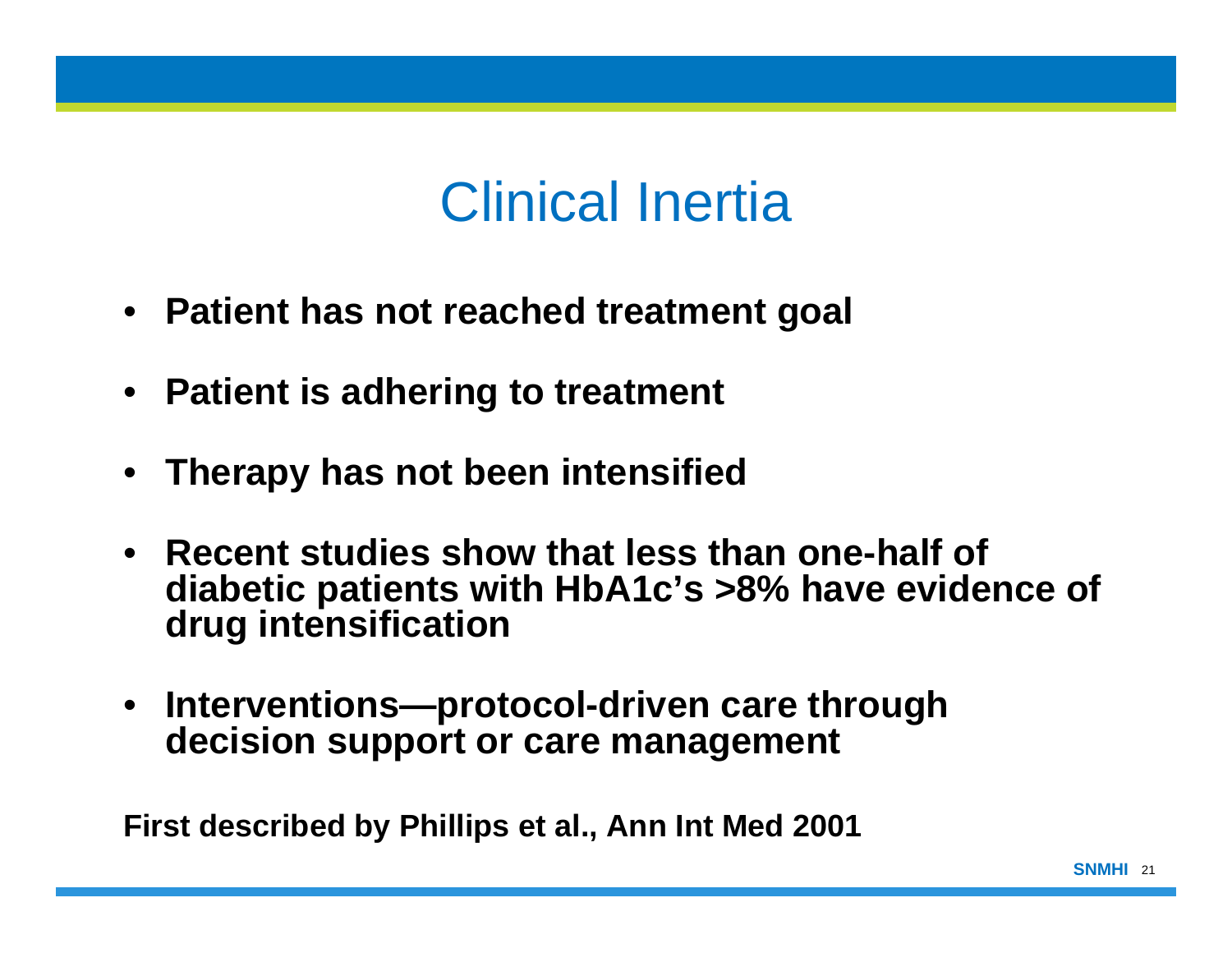# Clinical Inertia

- **Patient has not reached treatment goal**
- **Patient is adhering to treatment**
- **Therapy has not been intensified**
- **Recent studies show that less than one-half of diabetic patients with HbA1c's >8% have evidence of drug intensification**
- **Interventions—protocol-driven care through decision support or care management**

**First described by Phillips et al., Ann Int Med 2001**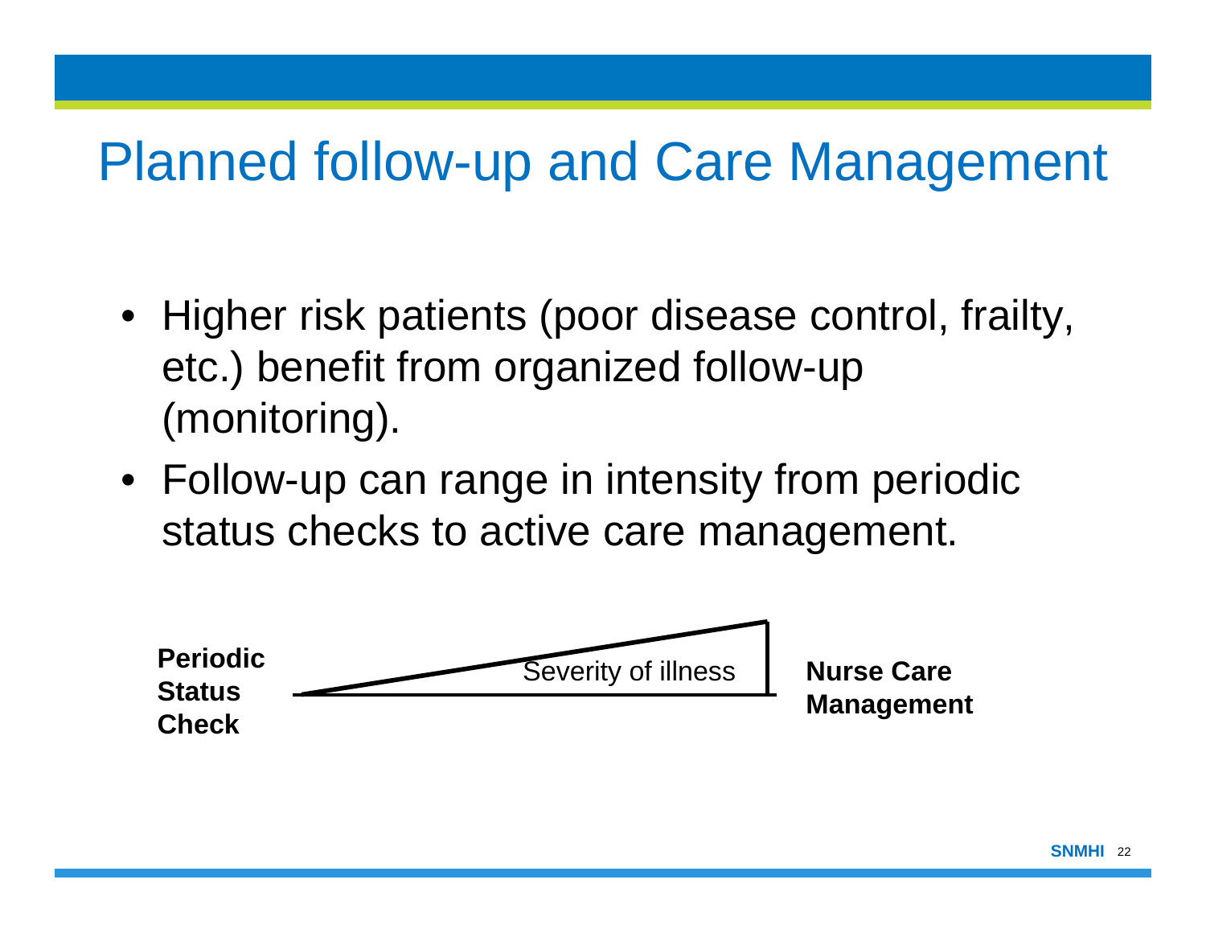# Planned follow-up and Care Management

- Higher risk patients (poor disease control, frailty, etc.) benefit from organized follow-up (monitoring).
- Follow-up can range in intensity from periodic status checks to active care management.

**Periodic Status Check** — Severity of illness — **Nurse Care Management**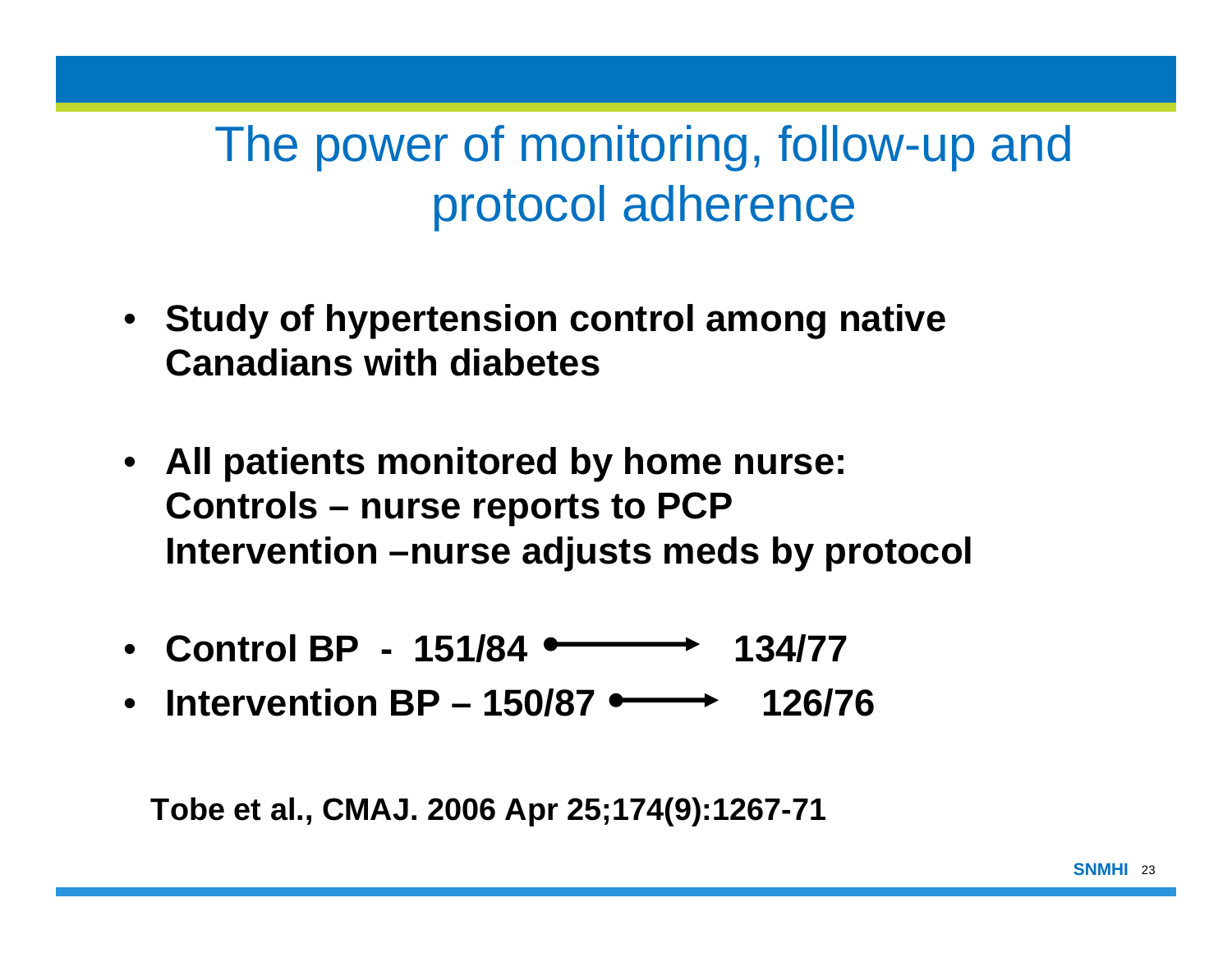# The power of monitoring, follow-up and protocol adherence

- **Study of hypertension control among native Canadians with diabetes**
- **All patients monitored by home nurse:**
  **Controls – nurse reports to PCP**
  **Intervention –nurse adjusts meds by protocol**
- **Control BP - 151/84 → 134/77**
- **Intervention BP – 150/87 → 126/76**

**Tobe et al., CMAJ. 2006 Apr 25;174(9):1267-71**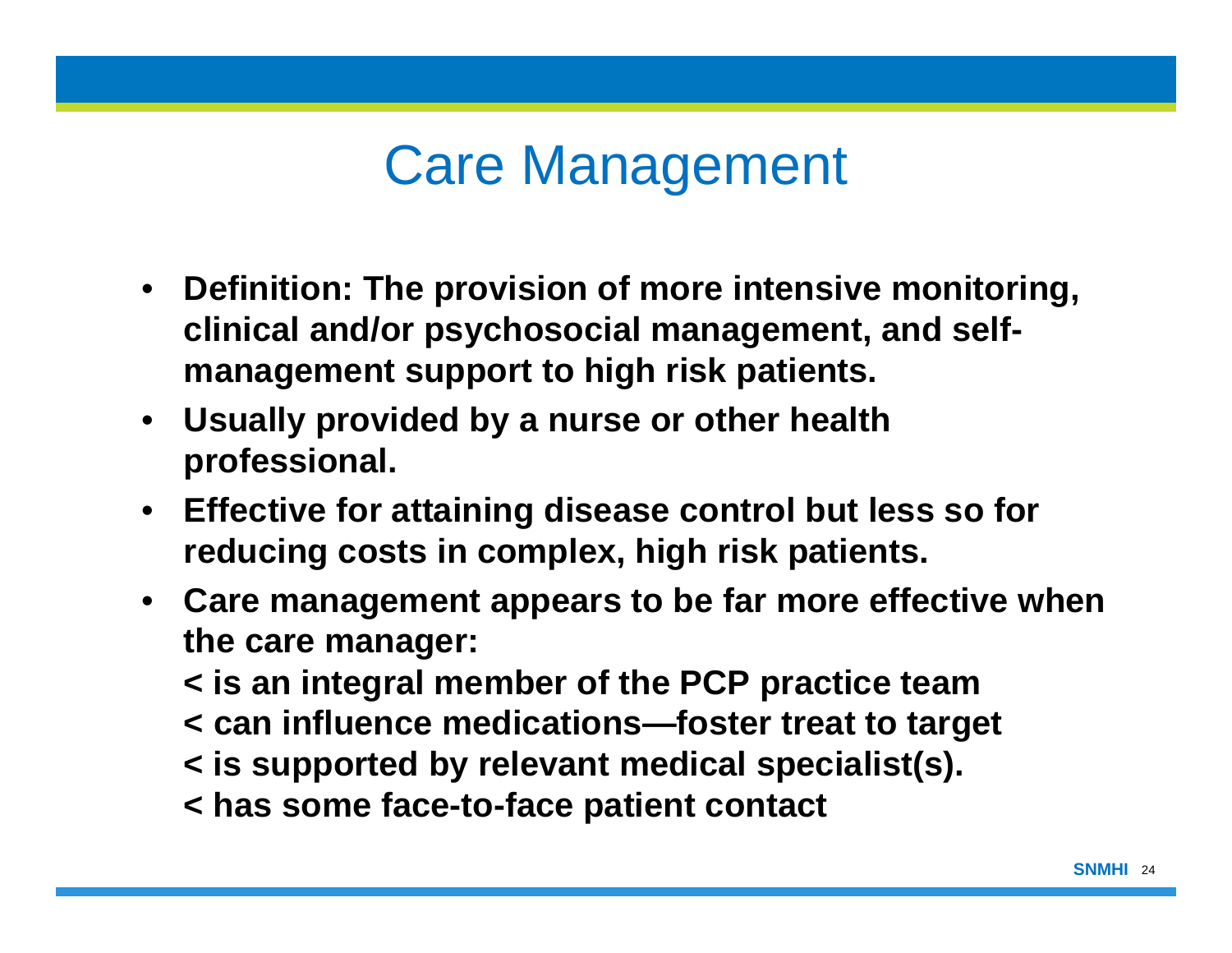# Care Management

- **Definition: The provision of more intensive monitoring, clinical and/or psychosocial management, and self-management support to high risk patients.**
- **Usually provided by a nurse or other health professional.**
- **Effective for attaining disease control but less so for reducing costs in complex, high risk patients.**
- **Care management appears to be far more effective when the care manager:**
  - **< is an integral member of the PCP practice team**
  - **< can influence medications—foster treat to target**
  - **< is supported by relevant medical specialist(s).**
  - **< has some face-to-face patient contact**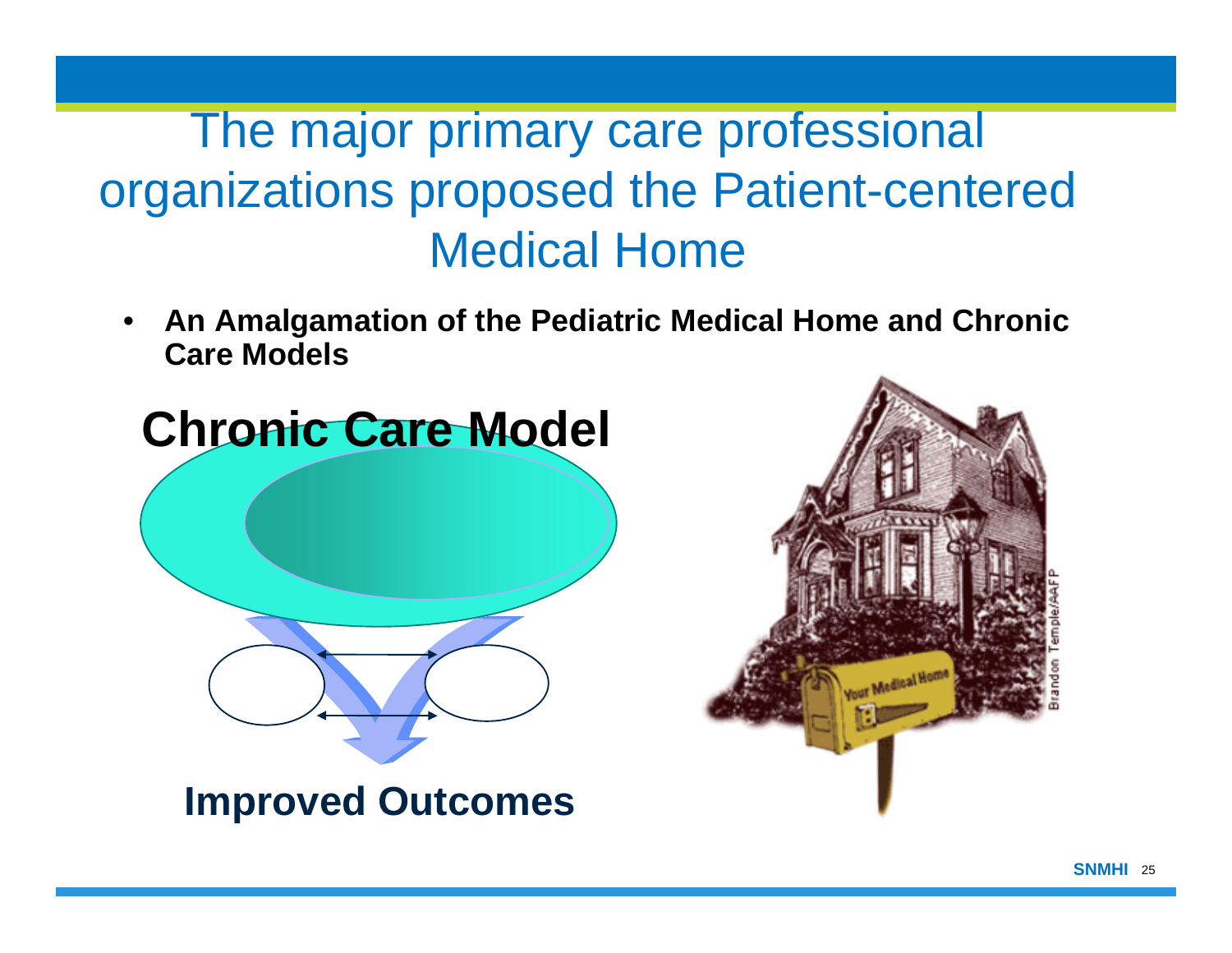# The major primary care professional organizations proposed the Patient-centered Medical Home

- **An Amalgamation of the Pediatric Medical Home and Chronic Care Models**

**Chronic Care Model**

**Improved Outcomes**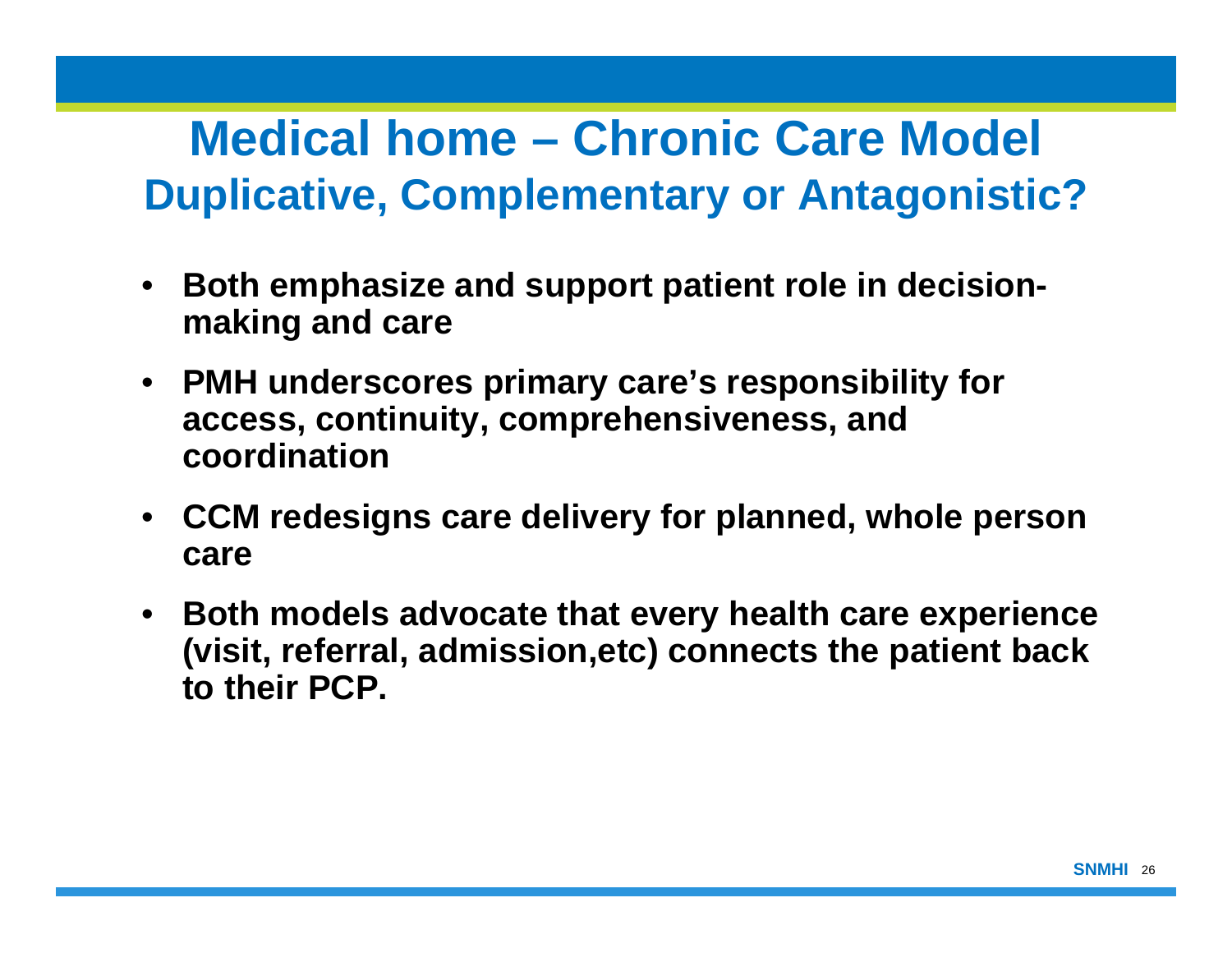# Medical home – Chronic Care Model

## Duplicative, Complementary or Antagonistic?

- **Both emphasize and support patient role in decision-making and care**
- **PMH underscores primary care's responsibility for access, continuity, comprehensiveness, and coordination**
- **CCM redesigns care delivery for planned, whole person care**
- **Both models advocate that every health care experience (visit, referral, admission,etc) connects the patient back to their PCP.**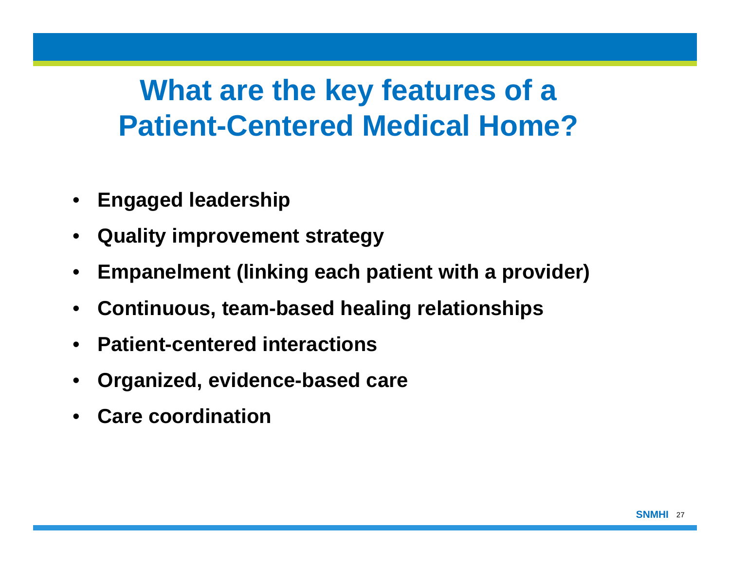# What are the key features of a Patient-Centered Medical Home?

- **Engaged leadership**
- **Quality improvement strategy**
- **Empanelment (linking each patient with a provider)**
- **Continuous, team-based healing relationships**
- **Patient-centered interactions**
- **Organized, evidence-based care**
- **Care coordination**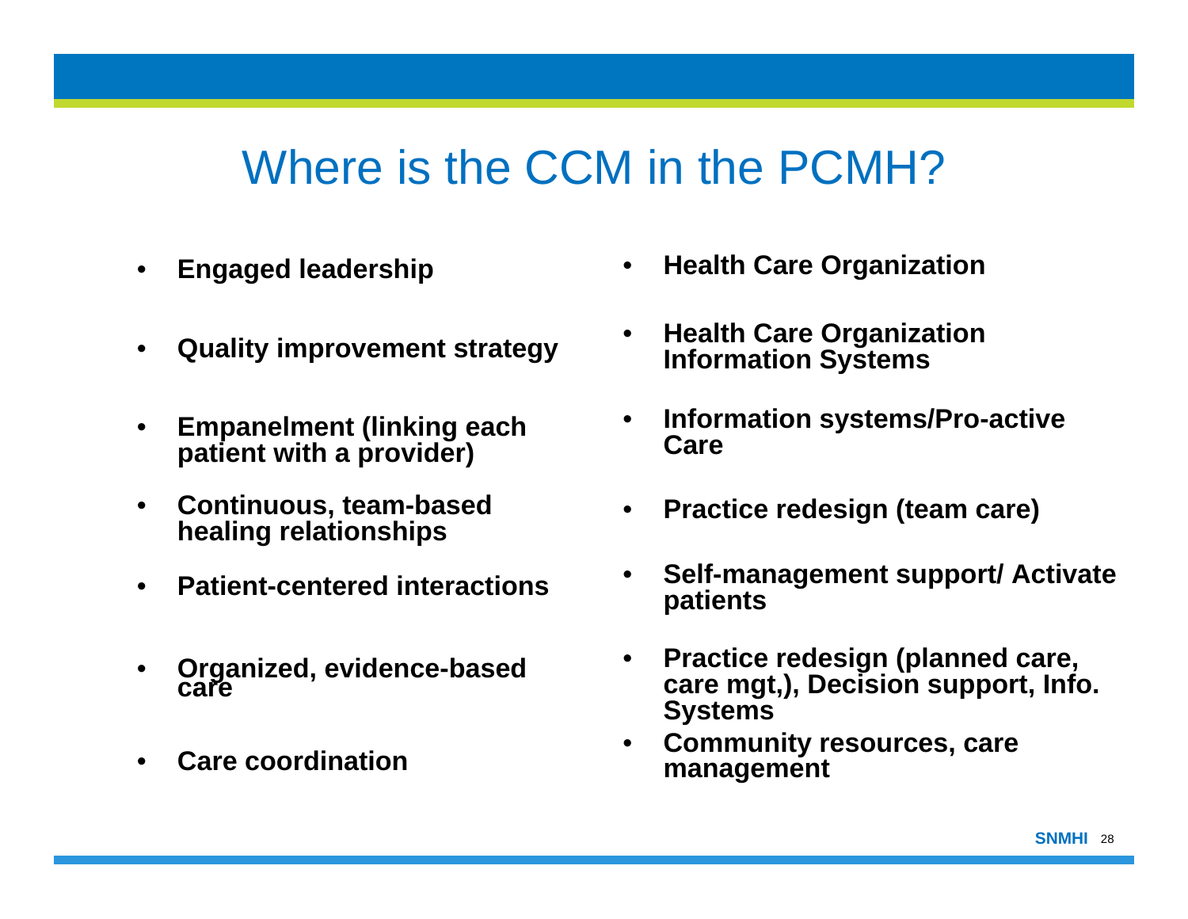# Where is the CCM in the PCMH?

| PCMH | CCM |
|---|---|
| Engaged leadership | Health Care Organization |
| Quality improvement strategy | Health Care Organization Information Systems |
| Empanelment (linking each patient with a provider) | Information systems/Pro-active Care |
| Continuous, team-based healing relationships | Practice redesign (team care) |
| Patient-centered interactions | Self-management support/ Activate patients |
| Organized, evidence-based care | Practice redesign (planned care, care mgt,), Decision support, Info. Systems |
| Care coordination | Community resources, care management |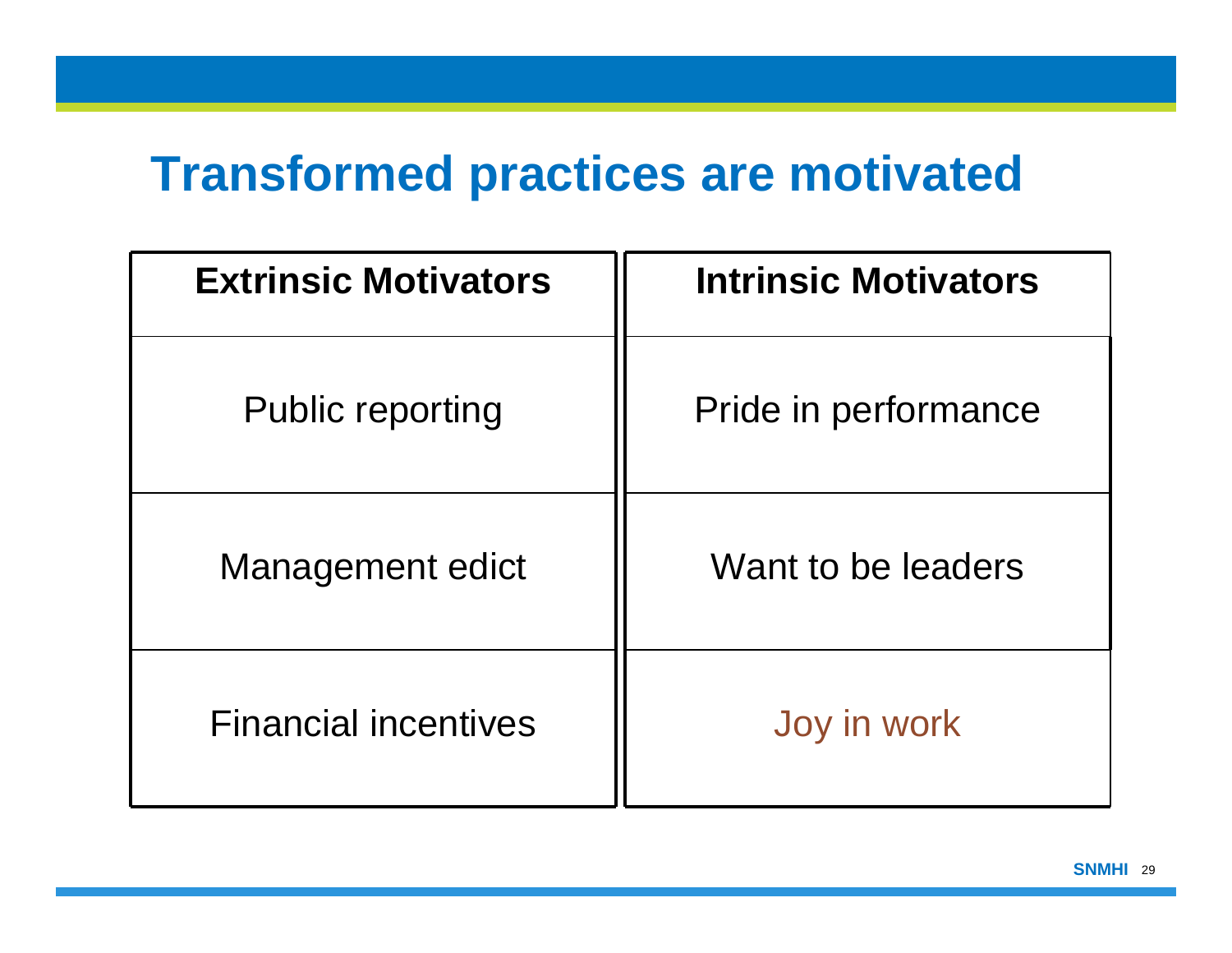# Transformed practices are motivated

| Extrinsic Motivators | Intrinsic Motivators |
| --- | --- |
| Public reporting | Pride in performance |
| Management edict | Want to be leaders |
| Financial incentives | Joy in work |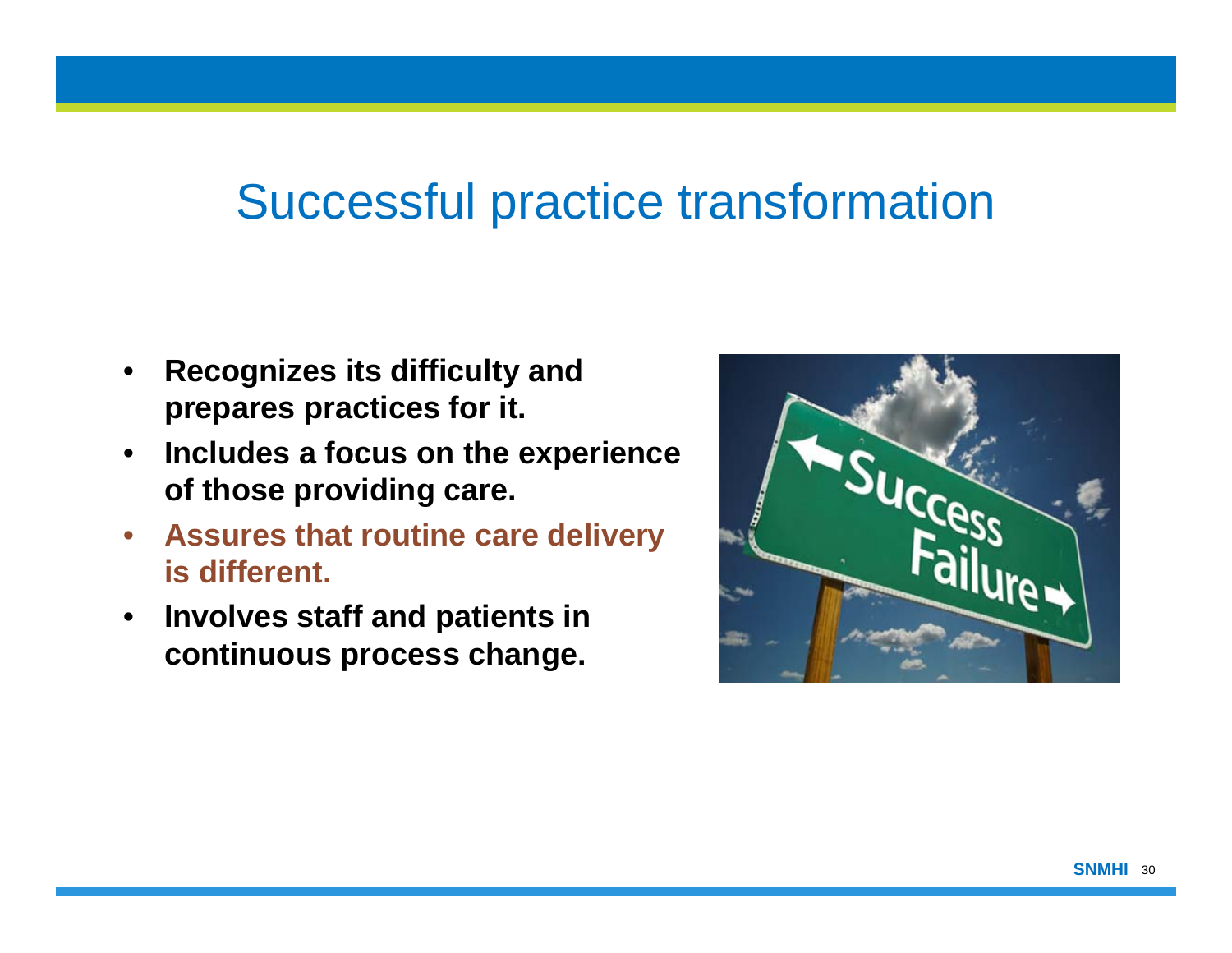# Successful practice transformation

- **Recognizes its difficulty and prepares practices for it.**
- **Includes a focus on the experience of those providing care.**
- **Assures that routine care delivery is different.**
- **Involves staff and patients in continuous process change.**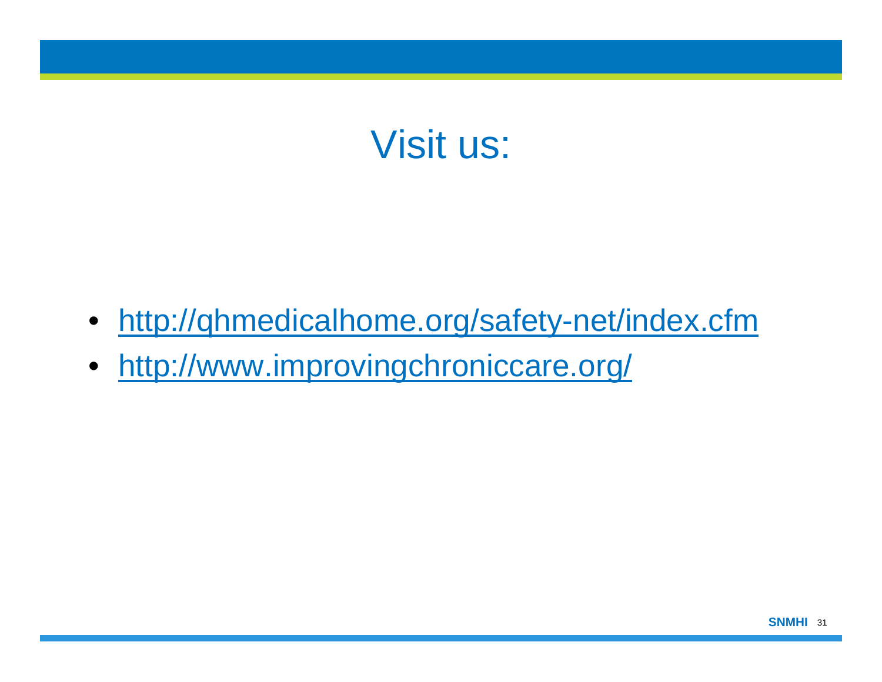# Visit us:

- http://qhmedicalhome.org/safety-net/index.cfm
- http://www.improvingchroniccare.org/